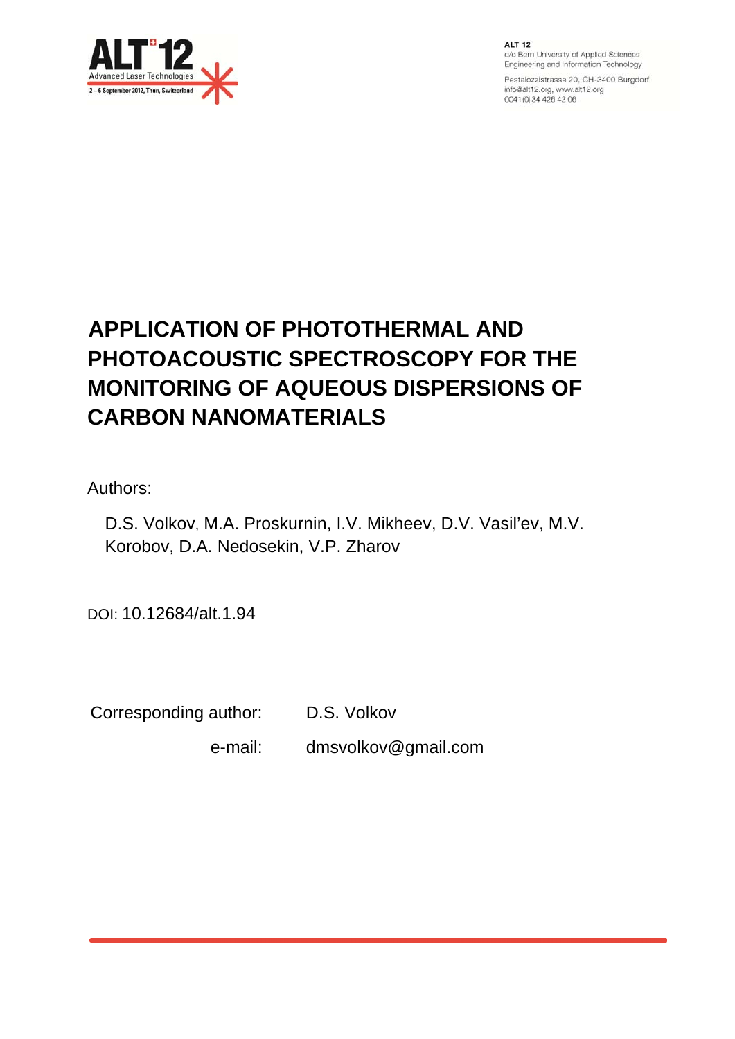# APPLICATION OF PHOTOTHERMAL AND PHOTOACOUSTIC SPECTROSCOPY FOR THE MONITORING OF AQUEOUS DISPERSIONS OF CARBON NANOMATERIALS

Authors:

D.S. Volkov, M.A. Proskurnin, I.V. Mikheev, D.V. Vasil'ev, M.V. Korobov, D.A. Nedosekin, V.P. Zharov

DOI: 10.12684/alt.1.94

Corresponding author: D.S. Volkov

e-mail: dmsvolkov@gmail.com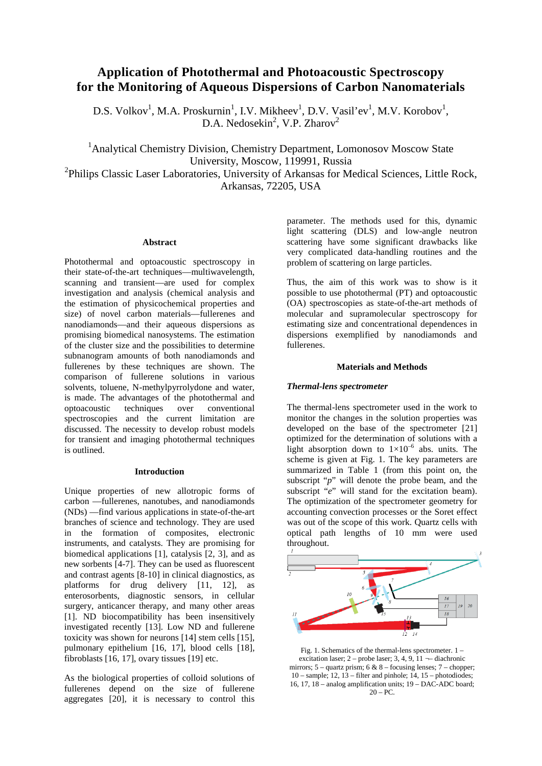# Application of Photothermal and Photoacoustic Spectroscopy for the Monitoring of Aqueous Dispersions of Carbon Nanomaterials

D.S. Volkov[1], M.A. Proskurnin[1], I.V. Mikheev[1], D.V. Vasil'ev[1], M.V. Korobov[1], D.A. Nedosekin[2], V.P. Zharov[2]

[1]Analytical Chemistry Division, Chemistry Department, Lomonosov Moscow State University, Moscow, 119991, Russia
[2]Philips Classic Laser Laboratories, University of Arkansas for Medical Sciences, Little Rock, Arkansas, 72205, USA

### Abstract

Photothermal and optoacoustic spectroscopy in their state-of-the-art techniques—multiwavelength, scanning and transient—are used for complex investigation and analysis (chemical analysis and the estimation of physicochemical properties and size) of novel carbon materials—fullerenes and nanodiamonds—and their aqueous dispersions as promising biomedical nanosystems. The estimation of the cluster size and the possibilities to determine subnanogram amounts of both nanodiamonds and fullerenes by these techniques are shown. The comparison of fullerene solutions in various solvents, toluene, N-methylpyrrolydone and water, is made. The advantages of the photothermal and optoacoustic techniques over conventional spectroscopies and the current limitation are discussed. The necessity to develop robust models for transient and imaging photothermal techniques is outlined.

### Introduction

Unique properties of new allotropic forms of carbon —fullerenes, nanotubes, and nanodiamonds (NDs) —find various applications in state-of-the-art branches of science and technology. They are used in the formation of composites, electronic instruments, and catalysts. They are promising for biomedical applications [1], catalysis [2, 3], and as new sorbents [4-7]. They can be used as fluorescent and contrast agents [8-10] in clinical diagnostics, as platforms for drug delivery [11, 12], as enterosorbents, diagnostic sensors, in cellular surgery, anticancer therapy, and many other areas [1]. ND biocompatibility has been insensitively investigated recently [13]. Low ND and fullerene toxicity was shown for neurons [14] stem cells [15], pulmonary epithelium [16, 17], blood cells [18], fibroblasts [16, 17], ovary tissues [19] etc.

As the biological properties of colloid solutions of fullerenes depend on the size of fullerene aggregates [20], it is necessary to control this parameter. The methods used for this, dynamic light scattering (DLS) and low-angle neutron scattering have some significant drawbacks like very complicated data-handling routines and the problem of scattering on large particles.

Thus, the aim of this work was to show is it possible to use photothermal (PT) and optoacoustic (OA) spectroscopies as state-of-the-art methods of molecular and supramolecular spectroscopy for estimating size and concentrational dependences in dispersions exemplified by nanodiamonds and fullerenes.

### Materials and Methods

#### *Thermal-lens spectrometer*

The thermal-lens spectrometer used in the work to monitor the changes in the solution properties was developed on the base of the spectrometer [21] optimized for the determination of solutions with a light absorption down to $1\times10^{-6}$ abs. units. The scheme is given at Fig. 1. The key parameters are summarized in Table 1 (from this point on, the subscript "*p*" will denote the probe beam, and the subscript "*e*" will stand for the excitation beam). The optimization of the spectrometer geometry for accounting convection processes or the Soret effect was out of the scope of this work. Quartz cells with optical path lengths of 10 mm were used throughout.

Fig. 1. Schematics of the thermal-lens spectrometer. 1 – excitation laser; 2 – probe laser; 3, 4, 9, 11 – diachronic mirrors; 5 – quartz prism; 6 & 8 – focusing lenses; 7 – chopper; 10 – sample; 12, 13 – filter and pinhole; 14, 15 – photodiodes; 16, 17, 18 – analog amplification units; 19 – DAC-ADC board; 20 – PC.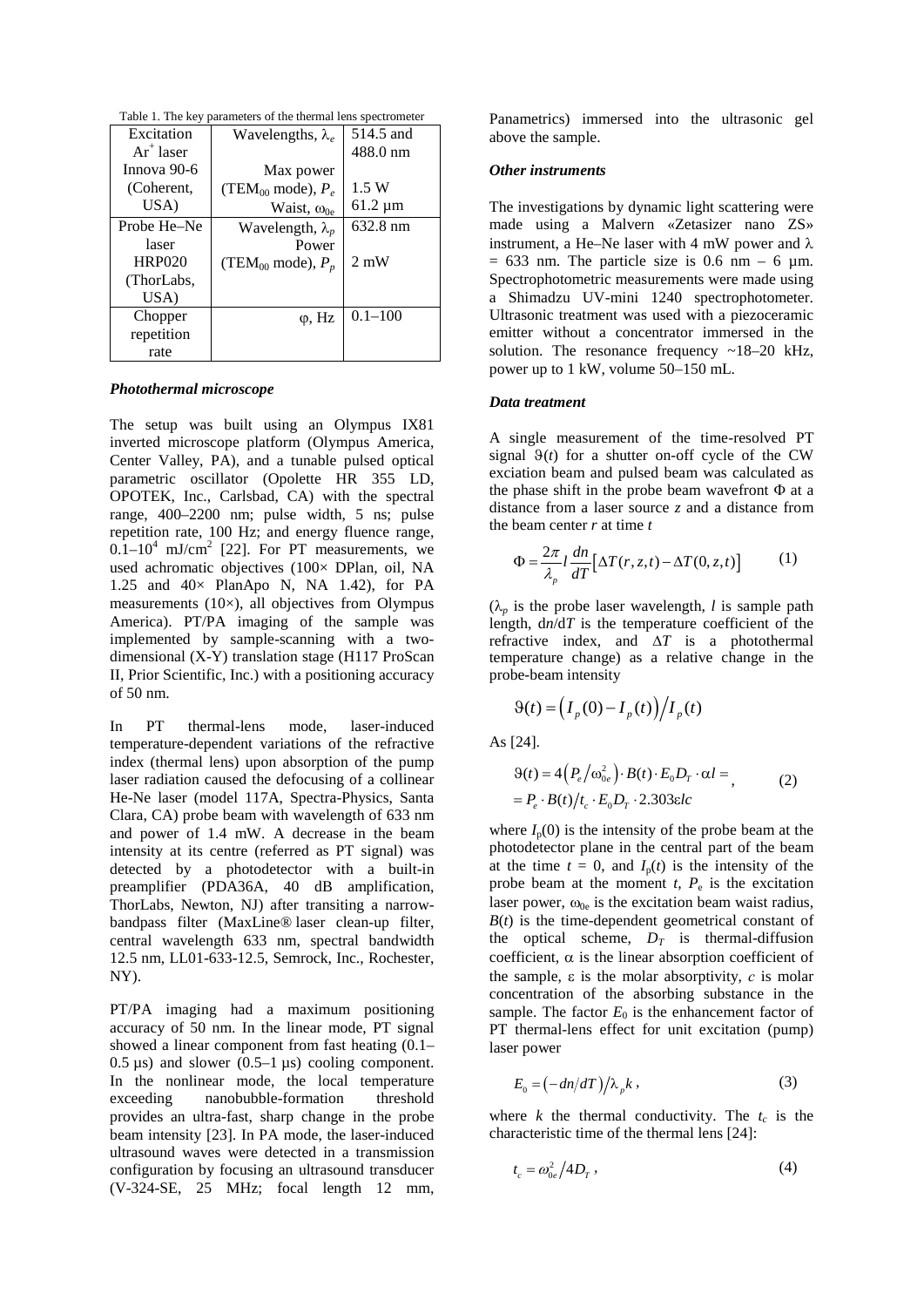Table 1. The key parameters of the thermal lens spectrometer

| | | |
|---|---|---|
| Excitation $Ar^+$ laser Innova 90-6 (Coherent, USA) | Wavelengths, $\lambda_e$ | 514.5 and 488.0 nm |
| | Max power ($TEM_{00}$ mode), $P_e$ | 1.5 W |
| | Waist, $\omega_{0e}$ | 61.2 µm |
| Probe He–Ne laser HRP020 (ThorLabs, USA) | Wavelength, $\lambda_p$ | 632.8 nm |
| | Power ($TEM_{00}$ mode), $P_p$ | 2 mW |
| Chopper repetition rate | φ, Hz | 0.1–100 |

### *Photothermal microscope*

The setup was built using an Olympus IX81 inverted microscope platform (Olympus America, Center Valley, PA), and a tunable pulsed optical parametric oscillator (Opolette HR 355 LD, OPOTEK, Inc., Carlsbad, CA) with the spectral range, 400–2200 nm; pulse width, 5 ns; pulse repetition rate, 100 Hz; and energy fluence range, $0.1–10^4$ mJ/cm$^2$ [22]. For PT measurements, we used achromatic objectives (100× DPlan, oil, NA 1.25 and 40× PlanApo N, NA 1.42), for PA measurements (10×), all objectives from Olympus America). PT/PA imaging of the sample was implemented by sample-scanning with a two-dimensional (X-Y) translation stage (H117 ProScan II, Prior Scientific, Inc.) with a positioning accuracy of 50 nm.

In PT thermal-lens mode, laser-induced temperature-dependent variations of the refractive index (thermal lens) upon absorption of the pump laser radiation caused the defocusing of a collinear He-Ne laser (model 117A, Spectra-Physics, Santa Clara, CA) probe beam with wavelength of 633 nm and power of 1.4 mW. A decrease in the beam intensity at its centre (referred as PT signal) was detected by a photodetector with a built-in preamplifier (PDA36A, 40 dB amplification, ThorLabs, Newton, NJ) after transiting a narrow-bandpass filter (MaxLine® laser clean-up filter, central wavelength 633 nm, spectral bandwidth 12.5 nm, LL01-633-12.5, Semrock, Inc., Rochester, NY).

PT/PA imaging had a maximum positioning accuracy of 50 nm. In the linear mode, PT signal showed a linear component from fast heating (0.1–0.5 µs) and slower (0.5–1 µs) cooling component. In the nonlinear mode, the local temperature exceeding nanobubble-formation threshold provides an ultra-fast, sharp change in the probe beam intensity [23]. In PA mode, the laser-induced ultrasound waves were detected in a transmission configuration by focusing an ultrasound transducer (V-324-SE, 25 MHz; focal length 12 mm, Panametrics) immersed into the ultrasonic gel above the sample.

### *Other instruments*

The investigations by dynamic light scattering were made using a Malvern «Zetasizer nano ZS» instrument, a He–Ne laser with 4 mW power and $\lambda$ = 633 nm. The particle size is 0.6 nm – 6 µm. Spectrophotometric measurements were made using a Shimadzu UV-mini 1240 spectrophotometer. Ultrasonic treatment was used with a piezoceramic emitter without a concentrator immersed in the solution. The resonance frequency ~18–20 kHz, power up to 1 kW, volume 50–150 mL.

### *Data treatment*

A single measurement of the time-resolved PT signal $\vartheta(t)$ for a shutter on-off cycle of the CW exciation beam and pulsed beam was calculated as the phase shift in the probe beam wavefront $\Phi$ at a distance from a laser source $z$ and a distance from the beam center $r$ at time $t$

$$\Phi = \frac{2\pi}{\lambda_p} l \frac{dn}{dT}\left[\Delta T(r,z,t) - \Delta T(0,z,t)\right] \qquad (1)$$

($\lambda_p$ is the probe laser wavelength, $l$ is sample path length, $dn/dT$ is the temperature coefficient of the refractive index, and $\Delta T$ is a photothermal temperature change) as a relative change in the probe-beam intensity

$$\vartheta(t) = \left(I_p(0) - I_p(t)\right)/I_p(t)$$

As [24].

$$\vartheta(t) = 4\left(P_e/\omega_{0e}^2\right)\cdot B(t)\cdot E_0 D_T \cdot \alpha l = \\ = P_e \cdot B(t)/t_c \cdot E_0 D_T \cdot 2.303\varepsilon l c \qquad (2)$$

where $I_p(0)$ is the intensity of the probe beam at the photodetector plane in the central part of the beam at the time $t$ = 0, and $I_p(t)$ is the intensity of the probe beam at the moment $t$, $P_e$ is the excitation laser power, $\omega_{0e}$ is the excitation beam waist radius, $B(t)$ is the time-dependent geometrical constant of the optical scheme, $D_T$ is thermal-diffusion coefficient, $\alpha$ is the linear absorption coefficient of the sample, $\varepsilon$ is the molar absorptivity, $c$ is molar concentration of the absorbing substance in the sample. The factor $E_0$ is the enhancement factor of PT thermal-lens effect for unit excitation (pump) laser power

$$E_0 = \left(-dn/dT\right)/\lambda_p k\,, \qquad (3)$$

where $k$ the thermal conductivity. The $t_c$ is the characteristic time of the thermal lens [24]:

$$t_c = \omega_{0e}^2/4D_T\,, \qquad (4)$$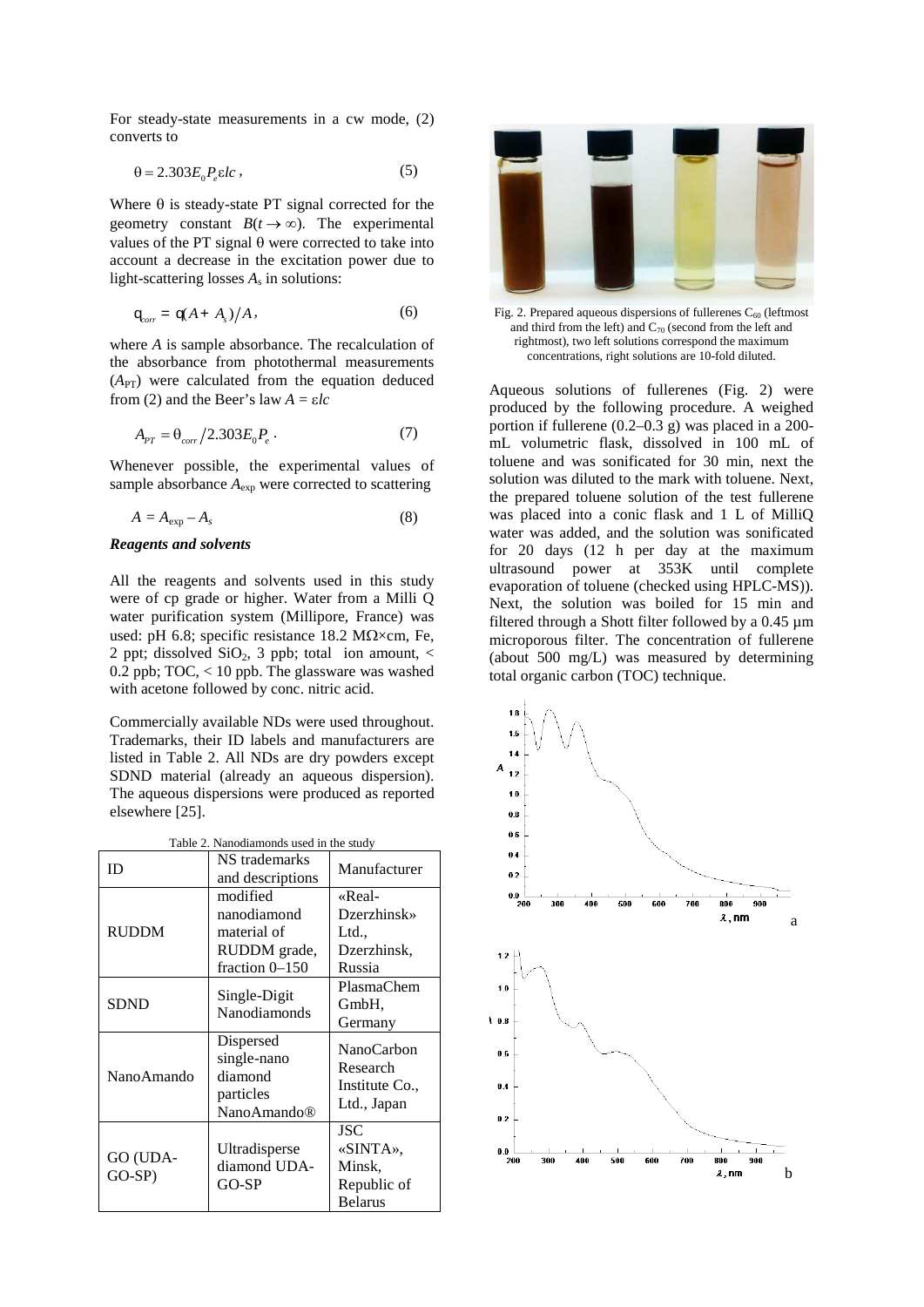For steady-state measurements in a cw mode, (2) converts to

$$\theta = 2.303 E_0 P_e \varepsilon l c\,, \tag{5}$$

Where θ is steady-state PT signal corrected for the geometry constant $B(t \to \infty)$. The experimental values of the PT signal θ were corrected to take into account a decrease in the excitation power due to light-scattering losses $A_s$ in solutions:

$$\theta_{corr} = \theta (A + A_s)/A\,, \tag{6}$$

where $A$ is sample absorbance. The recalculation of the absorbance from photothermal measurements ($A_{PT}$) were calculated from the equation deduced from (2) and the Beer's law $A = \varepsilon l c$

$$A_{PT} = \theta_{corr} / 2.303 E_0 P_e\,. \tag{7}$$

Whenever possible, the experimental values of sample absorbance $A_{exp}$ were corrected to scattering

$$A = A_{exp} - A_s \tag{8}$$

***Reagents and solvents***

All the reagents and solvents used in this study were of cp grade or higher. Water from a Milli Q water purification system (Millipore, France) was used: pH 6.8; specific resistance 18.2 MΩ×cm, Fe, 2 ppt; dissolved $SiO_2$, 3 ppb; total ion amount, < 0.2 ppb; TOC, < 10 ppb. The glassware was washed with acetone followed by conc. nitric acid.

Commercially available NDs were used throughout. Trademarks, their ID labels and manufacturers are listed in Table 2. All NDs are dry powders except SDND material (already an aqueous dispersion). The aqueous dispersions were produced as reported elsewhere [25].

Table 2. Nanodiamonds used in the study

| ID | NS trademarks and descriptions | Manufacturer |
|---|---|---|
| RUDDM | modified nanodiamond material of RUDDM grade, fraction 0–150 | «Real-Dzerzhinsk» Ltd., Dzerzhinsk, Russia |
| SDND | Single-Digit Nanodiamonds | PlasmaChem GmbH, Germany |
| NanoAmando | Dispersed single-nano diamond particles NanoAmando® | NanoCarbon Research Institute Co., Ltd., Japan |
| GO (UDA-GO-SP) | Ultradisperse diamond UDA-GO-SP | JSC «SINTA», Minsk, Republic of Belarus |

Fig. 2. Prepared aqueous dispersions of fullerenes $C_{60}$ (leftmost and third from the left) and $C_{70}$ (second from the left and rightmost), two left solutions correspond the maximum concentrations, right solutions are 10-fold diluted.

Aqueous solutions of fullerenes (Fig. 2) were produced by the following procedure. A weighed portion if fullerene (0.2–0.3 g) was placed in a 200-mL volumetric flask, dissolved in 100 mL of toluene and was sonificated for 30 min, next the solution was diluted to the mark with toluene. Next, the prepared toluene solution of the test fullerene was placed into a conic flask and 1 L of MilliQ water was added, and the solution was sonificated for 20 days (12 h per day at the maximum ultrasound power at 353K until complete evaporation of toluene (checked using HPLC-MS)). Next, the solution was boiled for 15 min and filtered through a Shott filter followed by a 0.45 µm microporous filter. The concentration of fullerene (about 500 mg/L) was measured by determining total organic carbon (TOC) technique.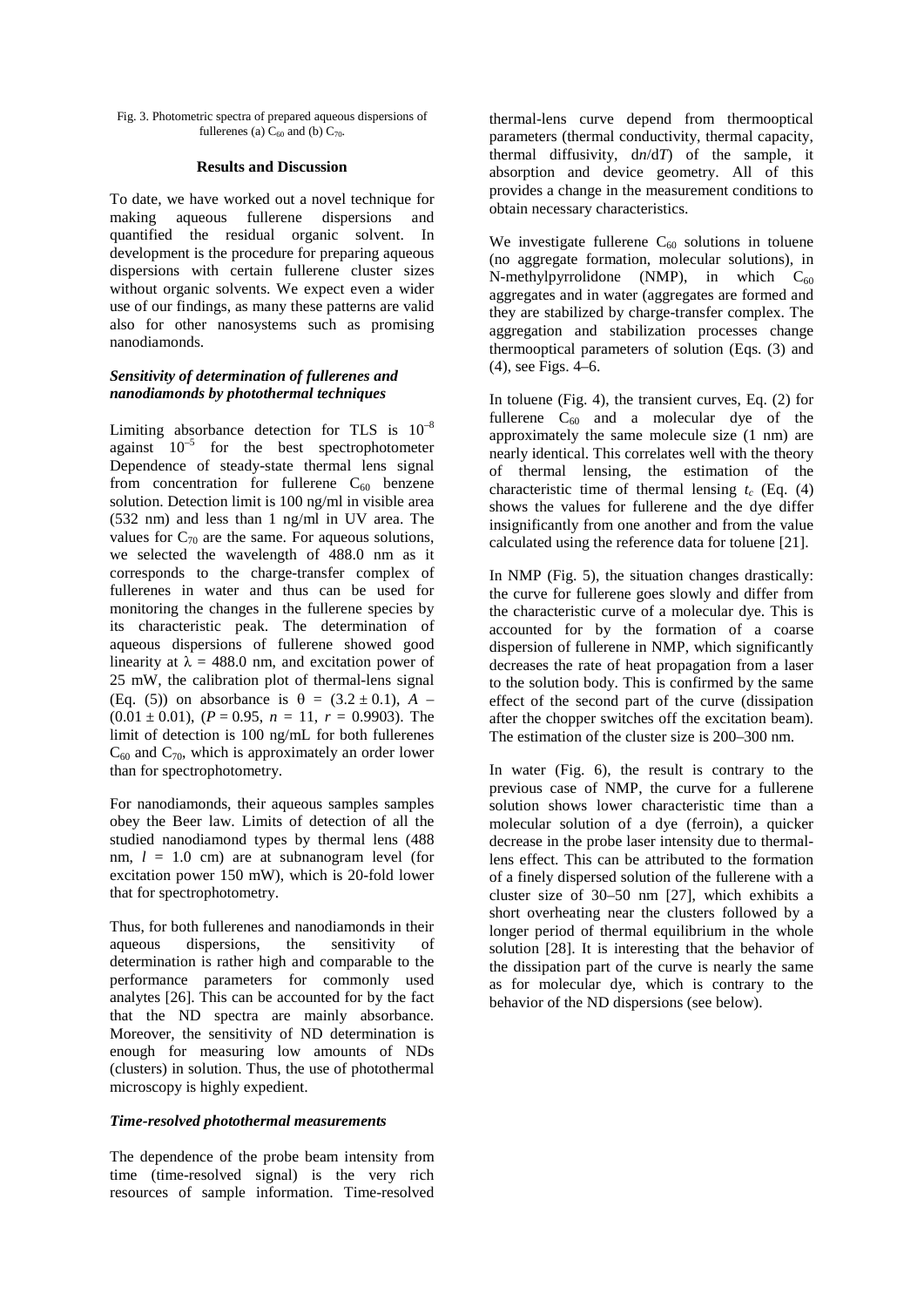Fig. 3. Photometric spectra of prepared aqueous dispersions of fullerenes (a) $C_{60}$ and (b) $C_{70}$.

## Results and Discussion

To date, we have worked out a novel technique for making aqueous fullerene dispersions and quantified the residual organic solvent. In development is the procedure for preparing aqueous dispersions with certain fullerene cluster sizes without organic solvents. We expect even a wider use of our findings, as many these patterns are valid also for other nanosystems such as promising nanodiamonds.

### *Sensitivity of determination of fullerenes and nanodiamonds by photothermal techniques*

Limiting absorbance detection for TLS is $10^{-8}$ against $10^{-5}$ for the best spectrophotometer Dependence of steady-state thermal lens signal from concentration for fullerene $C_{60}$ benzene solution. Detection limit is 100 ng/ml in visible area (532 nm) and less than 1 ng/ml in UV area. The values for $C_{70}$ are the same. For aqueous solutions, we selected the wavelength of 488.0 nm as it corresponds to the charge-transfer complex of fullerenes in water and thus can be used for monitoring the changes in the fullerene species by its characteristic peak. The determination of aqueous dispersions of fullerene showed good linearity at $\lambda = 488.0$ nm, and excitation power of 25 mW, the calibration plot of thermal-lens signal (Eq. (5)) on absorbance is $\theta = (3.2 \pm 0.1)$, $A - (0.01 \pm 0.01)$, ($P = 0.95$, $n = 11$, $r = 0.9903$). The limit of detection is 100 ng/mL for both fullerenes $C_{60}$ and $C_{70}$, which is approximately an order lower than for spectrophotometry.

For nanodiamonds, their aqueous samples samples obey the Beer law. Limits of detection of all the studied nanodiamond types by thermal lens (488 nm, $l = 1.0$ cm) are at subnanogram level (for excitation power 150 mW), which is 20-fold lower that for spectrophotometry.

Thus, for both fullerenes and nanodiamonds in their aqueous dispersions, the sensitivity of determination is rather high and comparable to the performance parameters for commonly used analytes [26]. This can be accounted for by the fact that the ND spectra are mainly absorbance. Moreover, the sensitivity of ND determination is enough for measuring low amounts of NDs (clusters) in solution. Thus, the use of photothermal microscopy is highly expedient.

### *Time-resolved photothermal measurements*

The dependence of the probe beam intensity from time (time-resolved signal) is the very rich resources of sample information. Time-resolved thermal-lens curve depend from thermooptical parameters (thermal conductivity, thermal capacity, thermal diffusivity, d$n$/d$T$) of the sample, it absorption and device geometry. All of this provides a change in the measurement conditions to obtain necessary characteristics.

We investigate fullerene $C_{60}$ solutions in toluene (no aggregate formation, molecular solutions), in N-methylpyrrolidone (NMP), in which $C_{60}$ aggregates and in water (aggregates are formed and they are stabilized by charge-transfer complex. The aggregation and stabilization processes change thermooptical parameters of solution (Eqs. (3) and (4), see Figs. 4–6.

In toluene (Fig. 4), the transient curves, Eq. (2) for fullerene $C_{60}$ and a molecular dye of the approximately the same molecule size (1 nm) are nearly identical. This correlates well with the theory of thermal lensing, the estimation of the characteristic time of thermal lensing $t_c$ (Eq. (4) shows the values for fullerene and the dye differ insignificantly from one another and from the value calculated using the reference data for toluene [21].

In NMP (Fig. 5), the situation changes drastically: the curve for fullerene goes slowly and differ from the characteristic curve of a molecular dye. This is accounted for by the formation of a coarse dispersion of fullerene in NMP, which significantly decreases the rate of heat propagation from a laser to the solution body. This is confirmed by the same effect of the second part of the curve (dissipation after the chopper switches off the excitation beam). The estimation of the cluster size is 200–300 nm.

In water (Fig. 6), the result is contrary to the previous case of NMP, the curve for a fullerene solution shows lower characteristic time than a molecular solution of a dye (ferroin), a quicker decrease in the probe laser intensity due to thermal-lens effect. This can be attributed to the formation of a finely dispersed solution of the fullerene with a cluster size of 30–50 nm [27], which exhibits a short overheating near the clusters followed by a longer period of thermal equilibrium in the whole solution [28]. It is interesting that the behavior of the dissipation part of the curve is nearly the same as for molecular dye, which is contrary to the behavior of the ND dispersions (see below).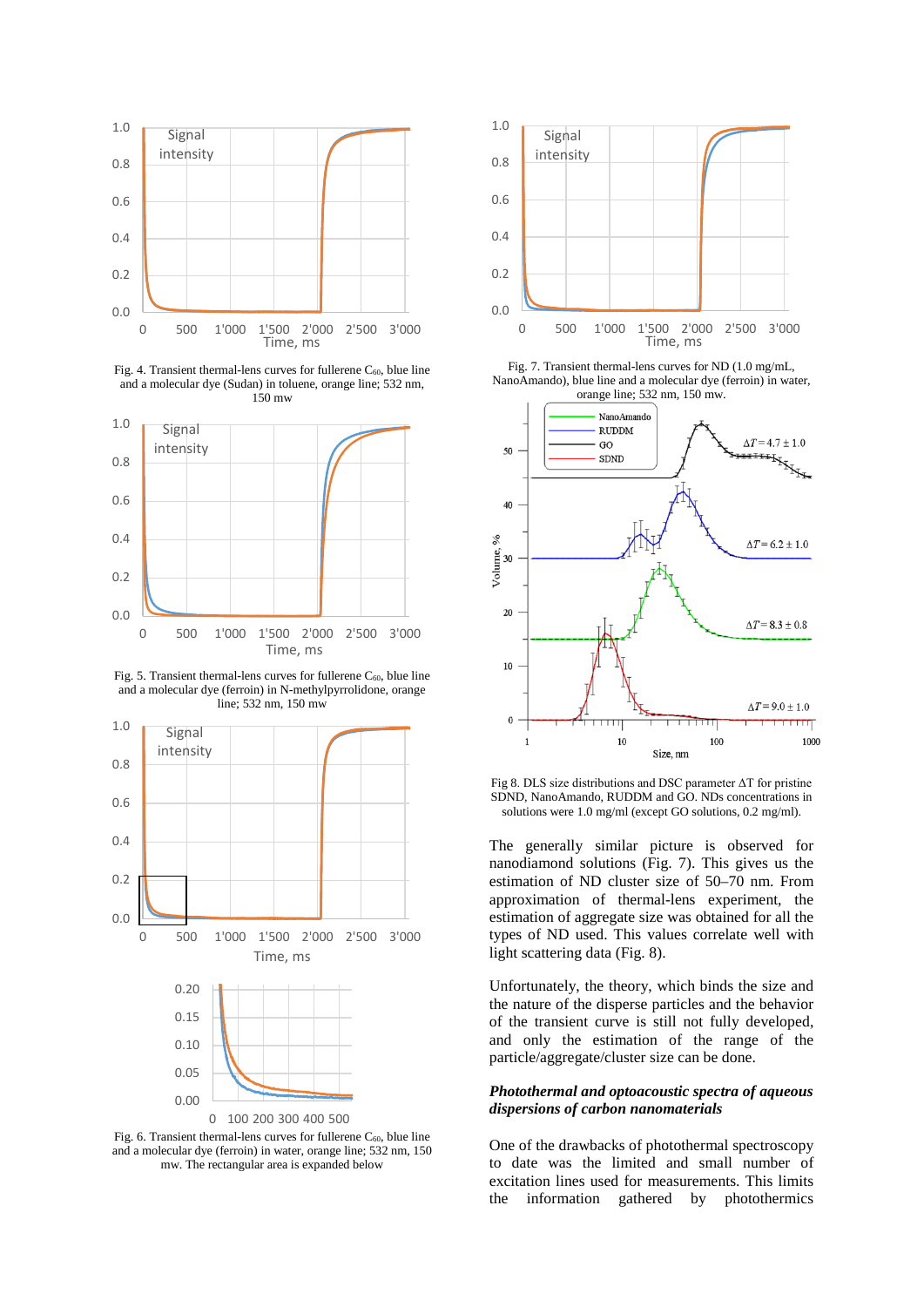Fig. 4. Transient thermal-lens curves for fullerene $C_{60}$, blue line and a molecular dye (Sudan) in toluene, orange line; 532 nm, 150 mw

Fig. 5. Transient thermal-lens curves for fullerene $C_{60}$, blue line and a molecular dye (ferroin) in N-methylpyrrolidone, orange line; 532 nm, 150 mw

Fig. 6. Transient thermal-lens curves for fullerene $C_{60}$, blue line and a molecular dye (ferroin) in water, orange line; 532 nm, 150 mw. The rectangular area is expanded below

Fig. 7. Transient thermal-lens curves for ND (1.0 mg/mL, NanoAmando), blue line and a molecular dye (ferroin) in water, orange line; 532 nm, 150 mw.

Fig 8. DLS size distributions and DSC parameter $\Delta T$ for pristine SDND, NanoAmando, RUDDM and GO. NDs concentrations in solutions were 1.0 mg/ml (except GO solutions, 0.2 mg/ml).

The generally similar picture is observed for nanodiamond solutions (Fig. 7). This gives us the estimation of ND cluster size of 50–70 nm. From approximation of thermal-lens experiment, the estimation of aggregate size was obtained for all the types of ND used. This values correlate well with light scattering data (Fig. 8).

Unfortunately, the theory, which binds the size and the nature of the disperse particles and the behavior of the transient curve is still not fully developed, and only the estimation of the range of particle/aggregate/cluster size can be done.

***Photothermal and optoacoustic spectra of aqueous dispersions of carbon nanomaterials***

One of the drawbacks of photothermal spectroscopy to date was the limited and small number of excitation lines used for measurements. This limits the information gathered by photothermics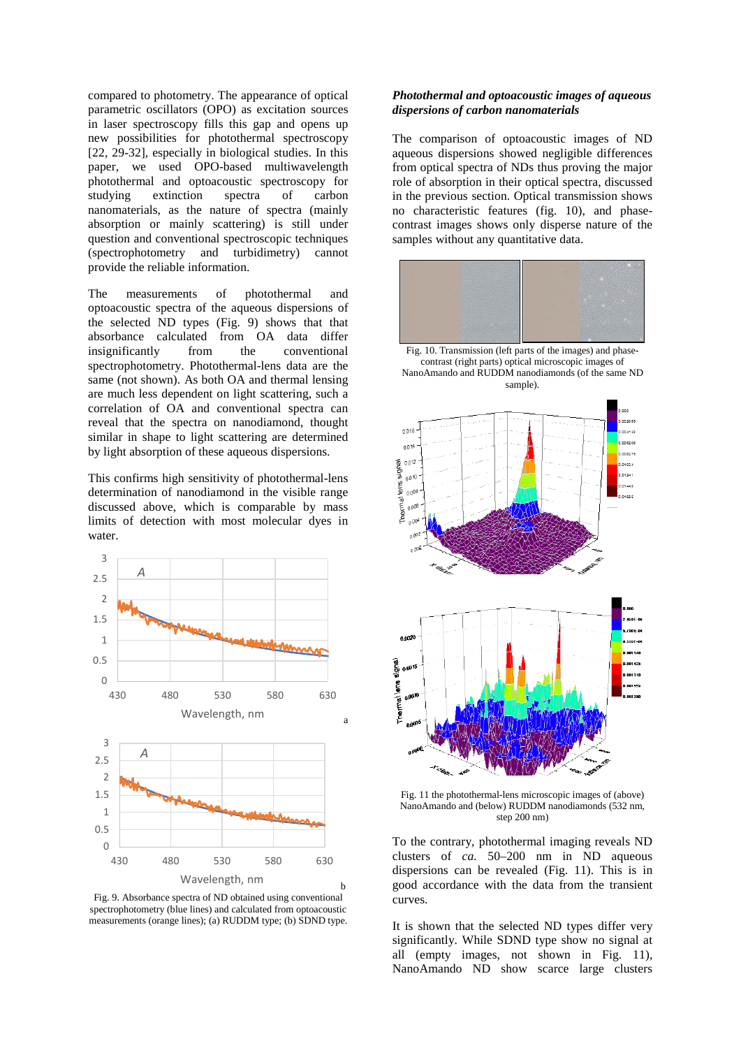compared to photometry. The appearance of optical parametric oscillators (OPO) as excitation sources in laser spectroscopy fills this gap and opens up new possibilities for photothermal spectroscopy [22, 29-32], especially in biological studies. In this paper, we used OPO-based multiwavelength photothermal and optoacoustic spectroscopy for studying extinction spectra of carbon nanomaterials, as the nature of spectra (mainly absorption or mainly scattering) is still under question and conventional spectroscopic techniques (spectrophotometry and turbidimetry) cannot provide the reliable information.

The measurements of photothermal and optoacoustic spectra of the aqueous dispersions of the selected ND types (Fig. 9) shows that that absorbance calculated from OA data differ insignificantly from the conventional spectrophotometry. Photothermal-lens data are the same (not shown). As both OA and thermal lensing are much less dependent on light scattering, such a correlation of OA and conventional spectra can reveal that the spectra on nanodiamond, thought similar in shape to light scattering are determined by light absorption of these aqueous dispersions.

This confirms high sensitivity of photothermal-lens determination of nanodiamond in the visible range discussed above, which is comparable by mass limits of detection with most molecular dyes in water.

Fig. 9. Absorbance spectra of ND obtained using conventional spectrophotometry (blue lines) and calculated from optoacoustic measurements (orange lines); (a) RUDDM type; (b) SDND type.

### *Photothermal and optoacoustic images of aqueous dispersions of carbon nanomaterials*

The comparison of optoacoustic images of ND aqueous dispersions showed negligible differences from optical spectra of NDs thus proving the major role of absorption in their optical spectra, discussed in the previous section. Optical transmission shows no characteristic features (fig. 10), and phase-contrast images shows only disperse nature of the samples without any quantitative data.

Fig. 10. Transmission (left parts of the images) and phase-contrast (right parts) optical microscopic images of NanoAmando and RUDDM nanodiamonds (of the same ND sample).

Fig. 11 the photothermal-lens microscopic images of (above) NanoAmando and (below) RUDDM nanodiamonds (532 nm, step 200 nm)

To the contrary, photothermal imaging reveals ND clusters of *ca.* 50–200 nm in ND aqueous dispersions can be revealed (Fig. 11). This is in good accordance with the data from the transient curves.

It is shown that the selected ND types differ very significantly. While SDND type show no signal at all (empty images, not shown in Fig. 11), NanoAmando ND show scarce large clusters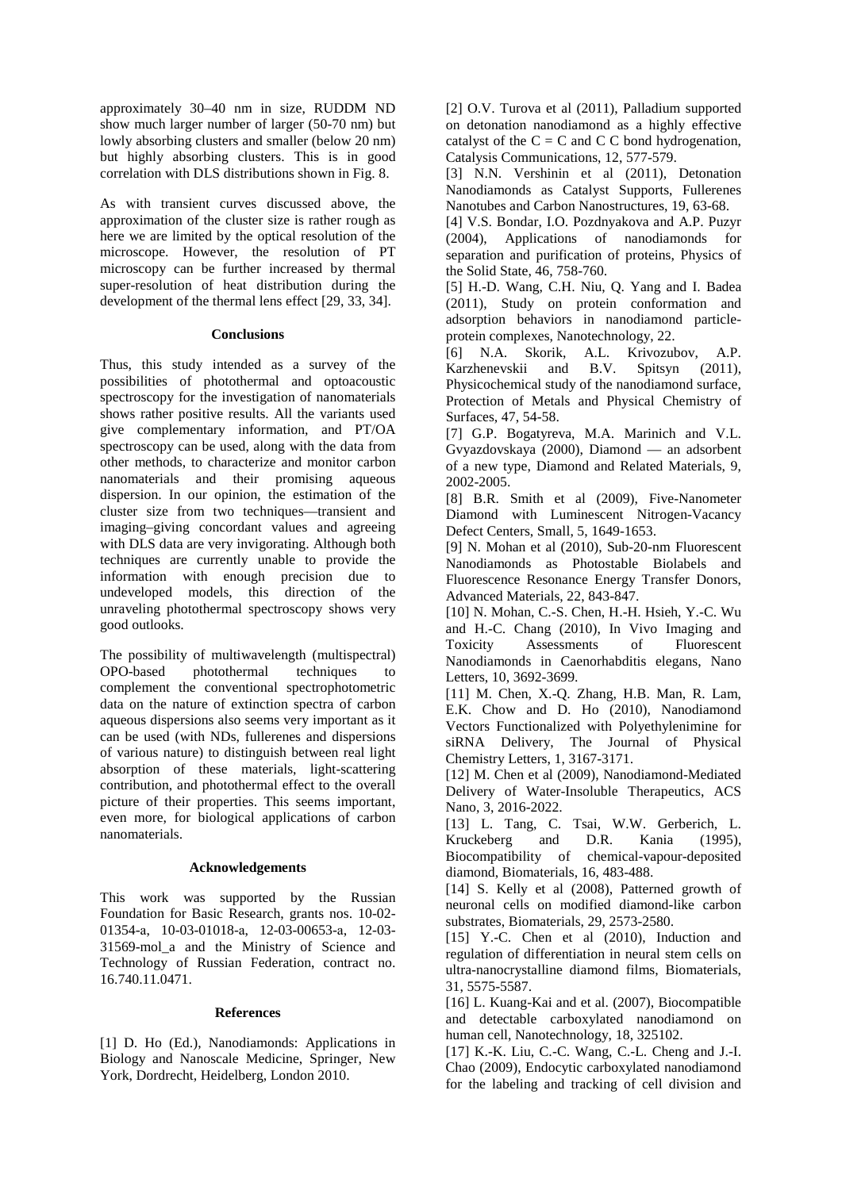approximately 30–40 nm in size, RUDDM ND show much larger number of larger (50-70 nm) but lowly absorbing clusters and smaller (below 20 nm) but highly absorbing clusters. This is in good correlation with DLS distributions shown in Fig. 8.

As with transient curves discussed above, the approximation of the cluster size is rather rough as here we are limited by the optical resolution of the microscope. However, the resolution of PT microscopy can be further increased by thermal super-resolution of heat distribution during the development of the thermal lens effect [29, 33, 34].

## Conclusions

Thus, this study intended as a survey of the possibilities of photothermal and optoacoustic spectroscopy for the investigation of nanomaterials shows rather positive results. All the variants used give complementary information, and PT/OA spectroscopy can be used, along with the data from other methods, to characterize and monitor carbon nanomaterials and their promising aqueous dispersion. In our opinion, the estimation of the cluster size from two techniques—transient and imaging–giving concordant values and agreeing with DLS data are very invigorating. Although both techniques are currently unable to provide the information with enough precision due to undeveloped models, this direction of the unraveling photothermal spectroscopy shows very good outlooks.

The possibility of multiwavelength (multispectral) OPO-based photothermal techniques to complement the conventional spectrophotometric data on the nature of extinction spectra of carbon aqueous dispersions also seems very important as it can be used (with NDs, fullerenes and dispersions of various nature) to distinguish between real light absorption of these materials, light-scattering contribution, and photothermal effect to the overall picture of their properties. This seems important, even more, for biological applications of carbon nanomaterials.

## Acknowledgements

This work was supported by the Russian Foundation for Basic Research, grants nos. 10-02-01354-a, 10-03-01018-a, 12-03-00653-a, 12-03-31569-mol_a and the Ministry of Science and Technology of Russian Federation, contract no. 16.740.11.0471.

## References

[1] D. Ho (Ed.), Nanodiamonds: Applications in Biology and Nanoscale Medicine, Springer, New York, Dordrecht, Heidelberg, London 2010.

[2] O.V. Turova et al (2011), Palladium supported on detonation nanodiamond as a highly effective catalyst of the C = C and C C bond hydrogenation, Catalysis Communications, 12, 577-579.

[3] N.N. Vershinin et al (2011), Detonation Nanodiamonds as Catalyst Supports, Fullerenes Nanotubes and Carbon Nanostructures, 19, 63-68.

[4] V.S. Bondar, I.O. Pozdnyakova and A.P. Puzyr (2004), Applications of nanodiamonds for separation and purification of proteins, Physics of the Solid State, 46, 758-760.

[5] H.-D. Wang, C.H. Niu, Q. Yang and I. Badea (2011), Study on protein conformation and adsorption behaviors in nanodiamond particle-protein complexes, Nanotechnology, 22.

[6] N.A. Skorik, A.L. Krivozubov, A.P. Karzhenevskii and B.V. Spitsyn (2011), Physicochemical study of the nanodiamond surface, Protection of Metals and Physical Chemistry of Surfaces, 47, 54-58.

[7] G.P. Bogatyreva, M.A. Marinich and V.L. Gvyazdovskaya (2000), Diamond — an adsorbent of a new type, Diamond and Related Materials, 9, 2002-2005.

[8] B.R. Smith et al (2009), Five-Nanometer Diamond with Luminescent Nitrogen-Vacancy Defect Centers, Small, 5, 1649-1653.

[9] N. Mohan et al (2010), Sub-20-nm Fluorescent Nanodiamonds as Photostable Biolabels and Fluorescence Resonance Energy Transfer Donors, Advanced Materials, 22, 843-847.

[10] N. Mohan, C.-S. Chen, H.-H. Hsieh, Y.-C. Wu and H.-C. Chang (2010), In Vivo Imaging and Toxicity Assessments of Fluorescent Nanodiamonds in Caenorhabditis elegans, Nano Letters, 10, 3692-3699.

[11] M. Chen, X.-Q. Zhang, H.B. Man, R. Lam, E.K. Chow and D. Ho (2010), Nanodiamond Vectors Functionalized with Polyethylenimine for siRNA Delivery, The Journal of Physical Chemistry Letters, 1, 3167-3171.

[12] M. Chen et al (2009), Nanodiamond-Mediated Delivery of Water-Insoluble Therapeutics, ACS Nano, 3, 2016-2022.

[13] L. Tang, C. Tsai, W.W. Gerberich, L. Kruckeberg and D.R. Kania (1995), Biocompatibility of chemical-vapour-deposited diamond, Biomaterials, 16, 483-488.

[14] S. Kelly et al (2008), Patterned growth of neuronal cells on modified diamond-like carbon substrates, Biomaterials, 29, 2573-2580.

[15] Y.-C. Chen et al (2010), Induction and regulation of differentiation in neural stem cells on ultra-nanocrystalline diamond films, Biomaterials, 31, 5575-5587.

[16] L. Kuang-Kai and et al. (2007), Biocompatible and detectable carboxylated nanodiamond on human cell, Nanotechnology, 18, 325102.

[17] K.-K. Liu, C.-C. Wang, C.-L. Cheng and J.-I. Chao (2009), Endocytic carboxylated nanodiamond for the labeling and tracking of cell division and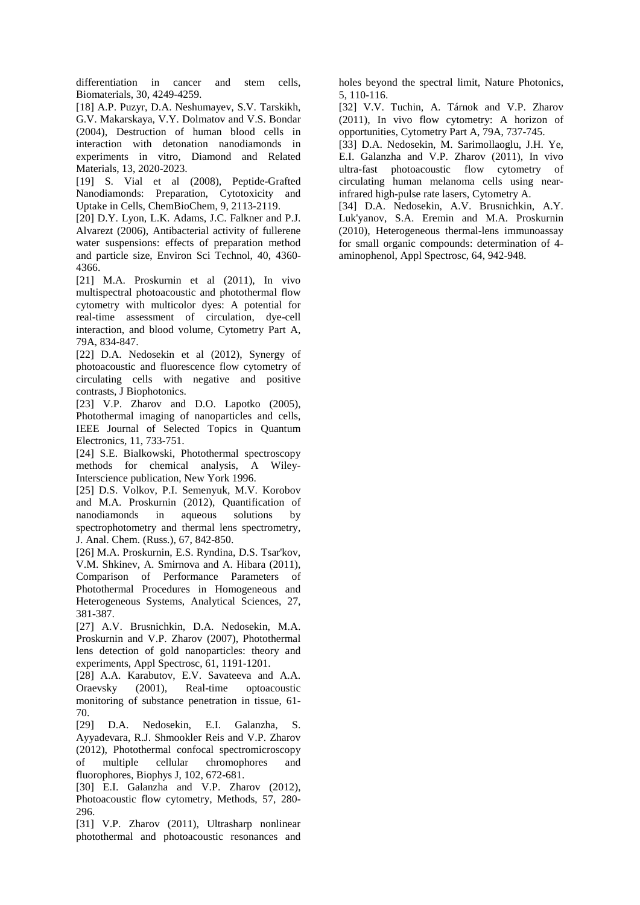differentiation in cancer and stem cells, Biomaterials, 30, 4249-4259.

[18] A.P. Puzyr, D.A. Neshumayev, S.V. Tarskikh, G.V. Makarskaya, V.Y. Dolmatov and V.S. Bondar (2004), Destruction of human blood cells in interaction with detonation nanodiamonds in experiments in vitro, Diamond and Related Materials, 13, 2020-2023.

[19] S. Vial et al (2008), Peptide-Grafted Nanodiamonds: Preparation, Cytotoxicity and Uptake in Cells, ChemBioChem, 9, 2113-2119.

[20] D.Y. Lyon, L.K. Adams, J.C. Falkner and P.J. Alvarezt (2006), Antibacterial activity of fullerene water suspensions: effects of preparation method and particle size, Environ Sci Technol, 40, 4360-4366.

[21] M.A. Proskurnin et al (2011), In vivo multispectral photoacoustic and photothermal flow cytometry with multicolor dyes: A potential for real-time assessment of circulation, dye-cell interaction, and blood volume, Cytometry Part A, 79A, 834-847.

[22] D.A. Nedosekin et al (2012), Synergy of photoacoustic and fluorescence flow cytometry of circulating cells with negative and positive contrasts, J Biophotonics.

[23] V.P. Zharov and D.O. Lapotko (2005), Photothermal imaging of nanoparticles and cells, IEEE Journal of Selected Topics in Quantum Electronics, 11, 733-751.

[24] S.E. Bialkowski, Photothermal spectroscopy methods for chemical analysis, A Wiley-Interscience publication, New York 1996.

[25] D.S. Volkov, P.I. Semenyuk, M.V. Korobov and M.A. Proskurnin (2012), Quantification of nanodiamonds in aqueous solutions by spectrophotometry and thermal lens spectrometry, J. Anal. Chem. (Russ.), 67, 842-850.

[26] M.A. Proskurnin, E.S. Ryndina, D.S. Tsar'kov, V.M. Shkinev, A. Smirnova and A. Hibara (2011), Comparison of Performance Parameters of Photothermal Procedures in Homogeneous and Heterogeneous Systems, Analytical Sciences, 27, 381-387.

[27] A.V. Brusnichkin, D.A. Nedosekin, M.A. Proskurnin and V.P. Zharov (2007), Photothermal lens detection of gold nanoparticles: theory and experiments, Appl Spectrosc, 61, 1191-1201.

[28] A.A. Karabutov, E.V. Savateeva and A.A. Oraevsky (2001), Real-time optoacoustic monitoring of substance penetration in tissue, 61-70.

[29] D.A. Nedosekin, E.I. Galanzha, S. Ayyadevara, R.J. Shmookler Reis and V.P. Zharov (2012), Photothermal confocal spectromicroscopy of multiple cellular chromophores and fluorophores, Biophys J, 102, 672-681.

[30] E.I. Galanzha and V.P. Zharov (2012), Photoacoustic flow cytometry, Methods, 57, 280-296.

[31] V.P. Zharov (2011), Ultrasharp nonlinear photothermal and photoacoustic resonances and holes beyond the spectral limit, Nature Photonics, 5, 110-116.

[32] V.V. Tuchin, A. Tárnok and V.P. Zharov (2011), In vivo flow cytometry: A horizon of opportunities, Cytometry Part A, 79A, 737-745.

[33] D.A. Nedosekin, M. Sarimollaoglu, J.H. Ye, E.I. Galanzha and V.P. Zharov (2011), In vivo ultra-fast photoacoustic flow cytometry of circulating human melanoma cells using near-infrared high-pulse rate lasers, Cytometry A.

[34] D.A. Nedosekin, A.V. Brusnichkin, A.Y. Luk'yanov, S.A. Eremin and M.A. Proskurnin (2010), Heterogeneous thermal-lens immunoassay for small organic compounds: determination of 4-aminophenol, Appl Spectrosc, 64, 942-948.